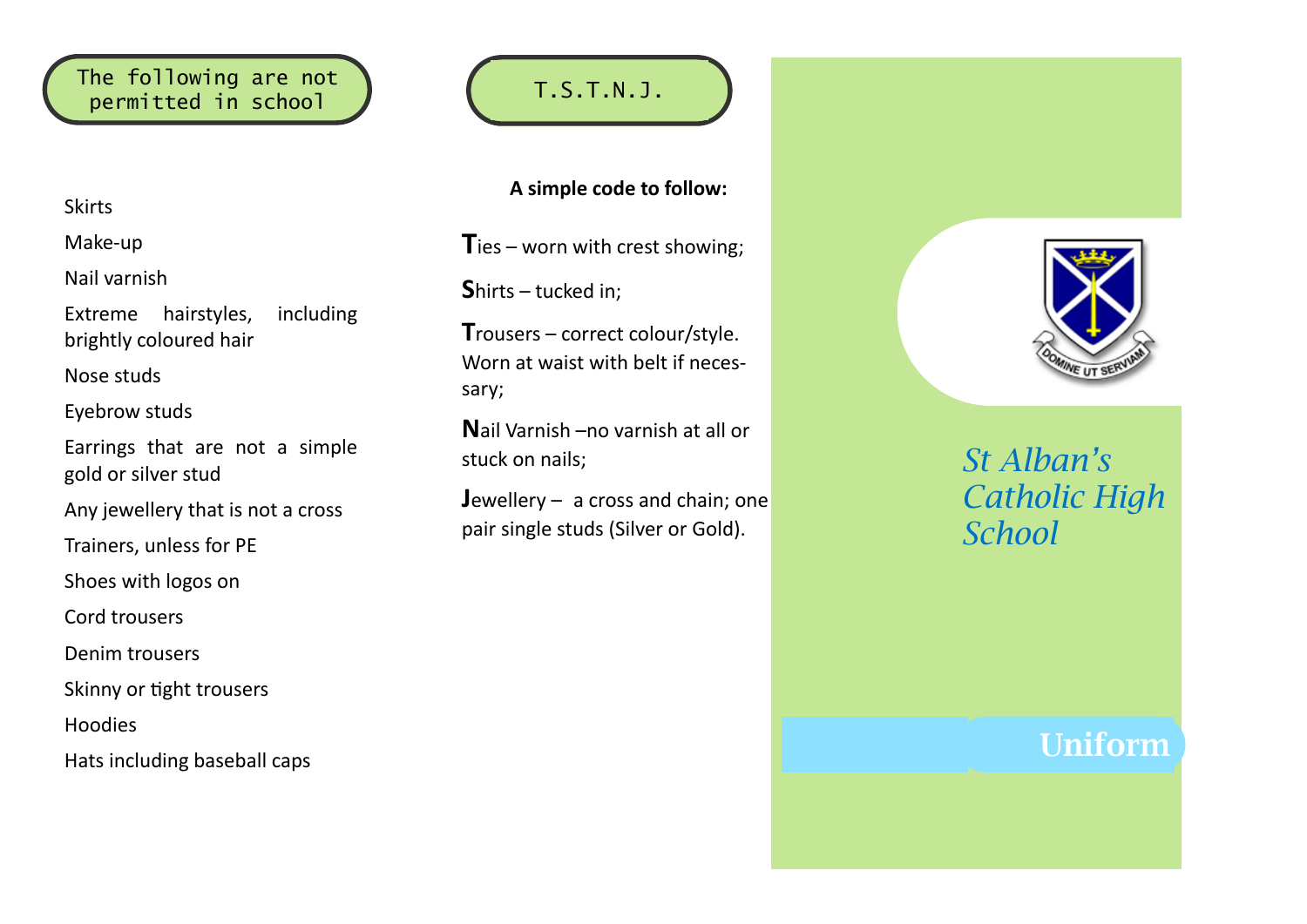## The following are not permitted in school

- Skirts
- Make-up
- Nail varnish
- Extreme hairstyles, including brightly coloured hair
- Nose studs
- Eyebrow studs
- Earrings that are not a simple gold or silver stud
- Any jewellery that is not a cross
- Trainers, unless for PE
- Shoes with logos on
- Cord trousers
- Denim trousers
- Skinny or tight trousers
- Hoodies
- Hats including baseball caps

## T.S.T.N.J.

**A simple code to follow:**

**T**ies – worn with crest showing;

**S**hirts – tucked in;

**T**rousers – correct colour/style. Worn at waist with belt if necessary;

**N**ail Varnish –no varnish at all or stuck on nails;

**J**ewellery – a cross and chain; one pair single studs (Silver or Gold).

DOMINE UT SERVIAM

# *St Alban's Catholic High School*

## Uniform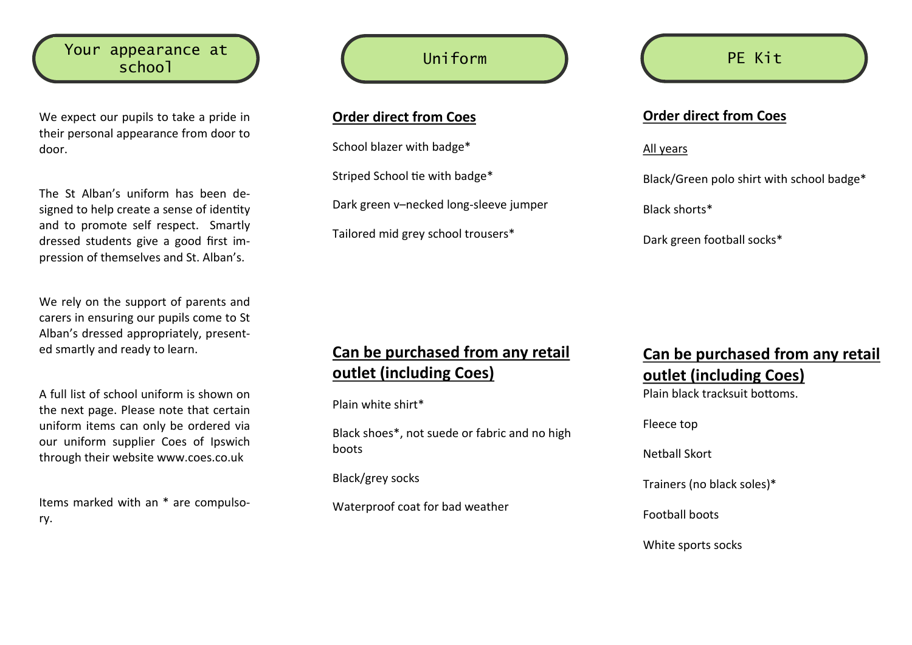## Your appearance at school

We expect our pupils to take a pride in their personal appearance from door to door.

The St Alban's uniform has been designed to help create a sense of identity and to promote self respect. Smartly dressed students give a good first impression of themselves and St. Alban's.

We rely on the support of parents and carers in ensuring our pupils come to St Alban's dressed appropriately, presented smartly and ready to learn.

A full list of school uniform is shown on the next page. Please note that certain uniform items can only be ordered via our uniform supplier Coes of Ipswich through their website www.coes.co.uk

Items marked with an * are compulsory.

## Uniform

**Order direct from Coes**

School blazer with badge*

Striped School tie with badge*

Dark green v–necked long-sleeve jumper

Tailored mid grey school trousers*

### Can be purchased from any retail outlet (including Coes)

Plain white shirt*

Black shoes*, not suede or fabric and no high boots

Black/grey socks

Waterproof coat for bad weather

## PE Kit

**Order direct from Coes**

All years

Black/Green polo shirt with school badge*

Black shorts*

Dark green football socks*

### Can be purchased from any retail outlet (including Coes)

Plain black tracksuit bottoms.

Fleece top

Netball Skort

Trainers (no black soles)*

Football boots

White sports socks